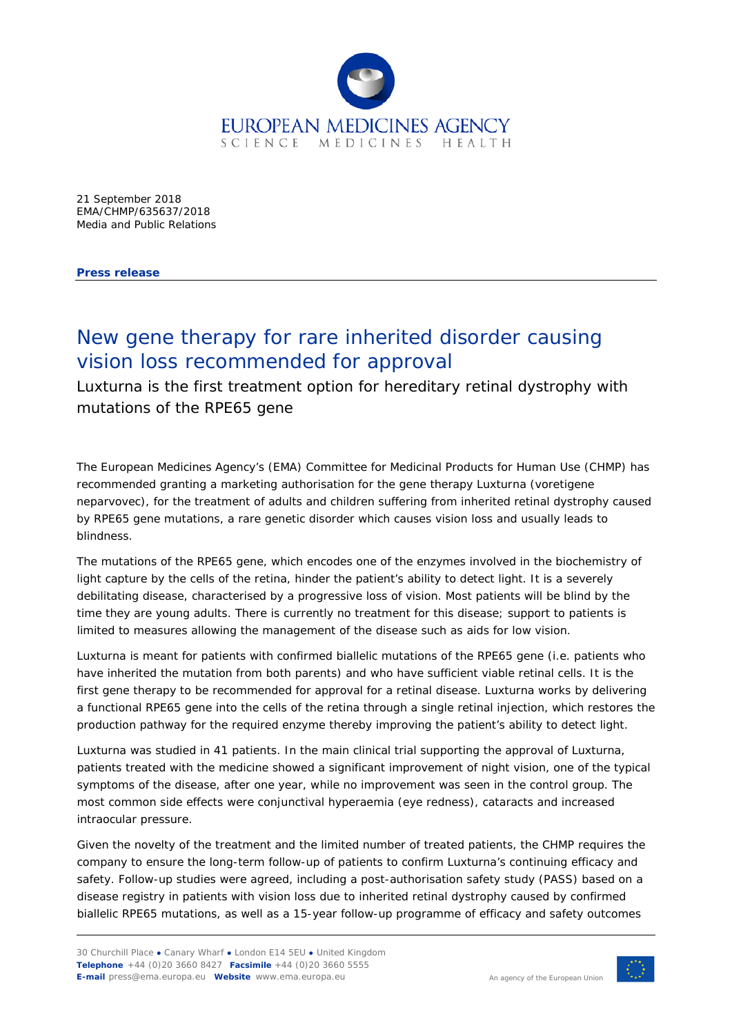21 September 2018
EMA/CHMP/635637/2018
Media and Public Relations

**Press release**

# New gene therapy for rare inherited disorder causing vision loss recommended for approval

## Luxturna is the first treatment option for hereditary retinal dystrophy with mutations of the RPE65 gene

The European Medicines Agency's (EMA) Committee for Medicinal Products for Human Use (CHMP) has recommended granting a marketing authorisation for the gene therapy Luxturna (voretigene neparvovec), for the treatment of adults and children suffering from inherited retinal dystrophy caused by RPE65 gene mutations, a rare genetic disorder which causes vision loss and usually leads to blindness.

The mutations of the RPE65 gene, which encodes one of the enzymes involved in the biochemistry of light capture by the cells of the retina, hinder the patient's ability to detect light. It is a severely debilitating disease, characterised by a progressive loss of vision. Most patients will be blind by the time they are young adults. There is currently no treatment for this disease; support to patients is limited to measures allowing the management of the disease such as aids for low vision.

Luxturna is meant for patients with confirmed biallelic mutations of the RPE65 gene (i.e. patients who have inherited the mutation from both parents) and who have sufficient viable retinal cells. It is the first gene therapy to be recommended for approval for a retinal disease. Luxturna works by delivering a functional RPE65 gene into the cells of the retina through a single retinal injection, which restores the production pathway for the required enzyme thereby improving the patient's ability to detect light.

Luxturna was studied in 41 patients. In the main clinical trial supporting the approval of Luxturna, patients treated with the medicine showed a significant improvement of night vision, one of the typical symptoms of the disease, after one year, while no improvement was seen in the control group. The most common side effects were conjunctival hyperaemia (eye redness), cataracts and increased intraocular pressure.

Given the novelty of the treatment and the limited number of treated patients, the CHMP requires the company to ensure the long-term follow-up of patients to confirm Luxturna's continuing efficacy and safety. Follow-up studies were agreed, including a post-authorisation safety study (PASS) based on a disease registry in patients with vision loss due to inherited retinal dystrophy caused by confirmed biallelic RPE65 mutations, as well as a 15-year follow-up programme of efficacy and safety outcomes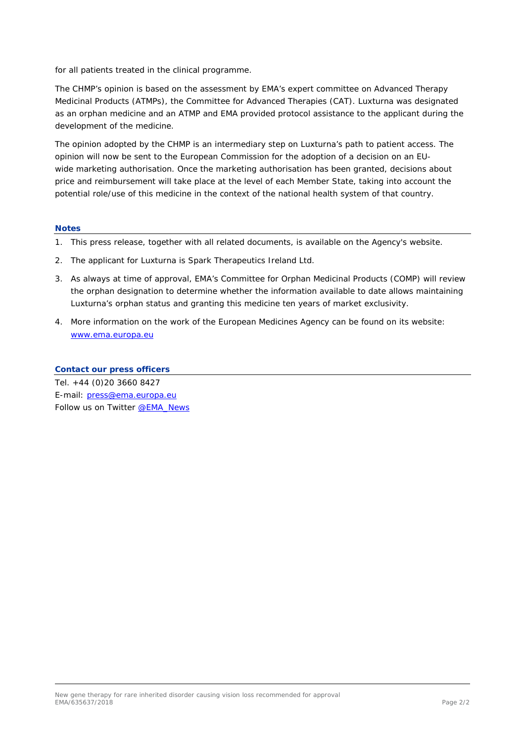for all patients treated in the clinical programme.

The CHMP's opinion is based on the assessment by EMA's expert committee on Advanced Therapy Medicinal Products (ATMPs), the Committee for Advanced Therapies (CAT). Luxturna was designated as an orphan medicine and an ATMP and EMA provided protocol assistance to the applicant during the development of the medicine.

The opinion adopted by the CHMP is an intermediary step on Luxturna's path to patient access. The opinion will now be sent to the European Commission for the adoption of a decision on an EU-wide marketing authorisation. Once the marketing authorisation has been granted, decisions about price and reimbursement will take place at the level of each Member State, taking into account the potential role/use of this medicine in the context of the national health system of that country.

## Notes

1. This press release, together with all related documents, is available on the Agency's website.
2. The applicant for Luxturna is Spark Therapeutics Ireland Ltd.
3. As always at time of approval, EMA's Committee for Orphan Medicinal Products (COMP) will review the orphan designation to determine whether the information available to date allows maintaining Luxturna's orphan status and granting this medicine ten years of market exclusivity.
4. More information on the work of the European Medicines Agency can be found on its website: www.ema.europa.eu

## Contact our press officers

Tel. +44 (0)20 3660 8427
E-mail: press@ema.europa.eu
Follow us on Twitter @EMA_News